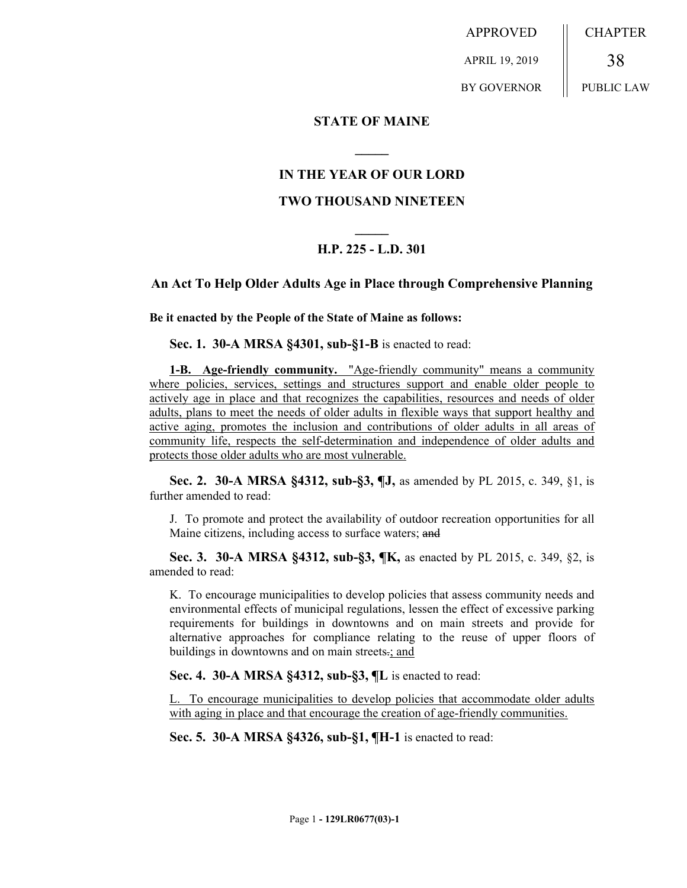APPROVED

APRIL 19, 2019

BY GOVERNOR

CHAPTER

38

PUBLIC LAW

## STATE OF MAINE

## IN THE YEAR OF OUR LORD

## TWO THOUSAND NINETEEN

## H.P. 225 - L.D. 301

### An Act To Help Older Adults Age in Place through Comprehensive Planning

**Be it enacted by the People of the State of Maine as follows:**

**Sec. 1. 30-A MRSA §4301, sub-§1-B** is enacted to read:

**1-B. Age-friendly community.** "Age-friendly community" means a community where policies, services, settings and structures support and enable older people to actively age in place and that recognizes the capabilities, resources and needs of older adults, plans to meet the needs of older adults in flexible ways that support healthy and active aging, promotes the inclusion and contributions of older adults in all areas of community life, respects the self-determination and independence of older adults and protects those older adults who are most vulnerable.

**Sec. 2. 30-A MRSA §4312, sub-§3, ¶J,** as amended by PL 2015, c. 349, §1, is further amended to read:

J. To promote and protect the availability of outdoor recreation opportunities for all Maine citizens, including access to surface waters; ~~and~~

**Sec. 3. 30-A MRSA §4312, sub-§3, ¶K,** as enacted by PL 2015, c. 349, §2, is amended to read:

K. To encourage municipalities to develop policies that assess community needs and environmental effects of municipal regulations, lessen the effect of excessive parking requirements for buildings in downtowns and on main streets and provide for alternative approaches for compliance relating to the reuse of upper floors of buildings in downtowns and on main streets~~.~~; and

**Sec. 4. 30-A MRSA §4312, sub-§3, ¶L** is enacted to read:

L. To encourage municipalities to develop policies that accommodate older adults with aging in place and that encourage the creation of age-friendly communities.

**Sec. 5. 30-A MRSA §4326, sub-§1, ¶H-1** is enacted to read: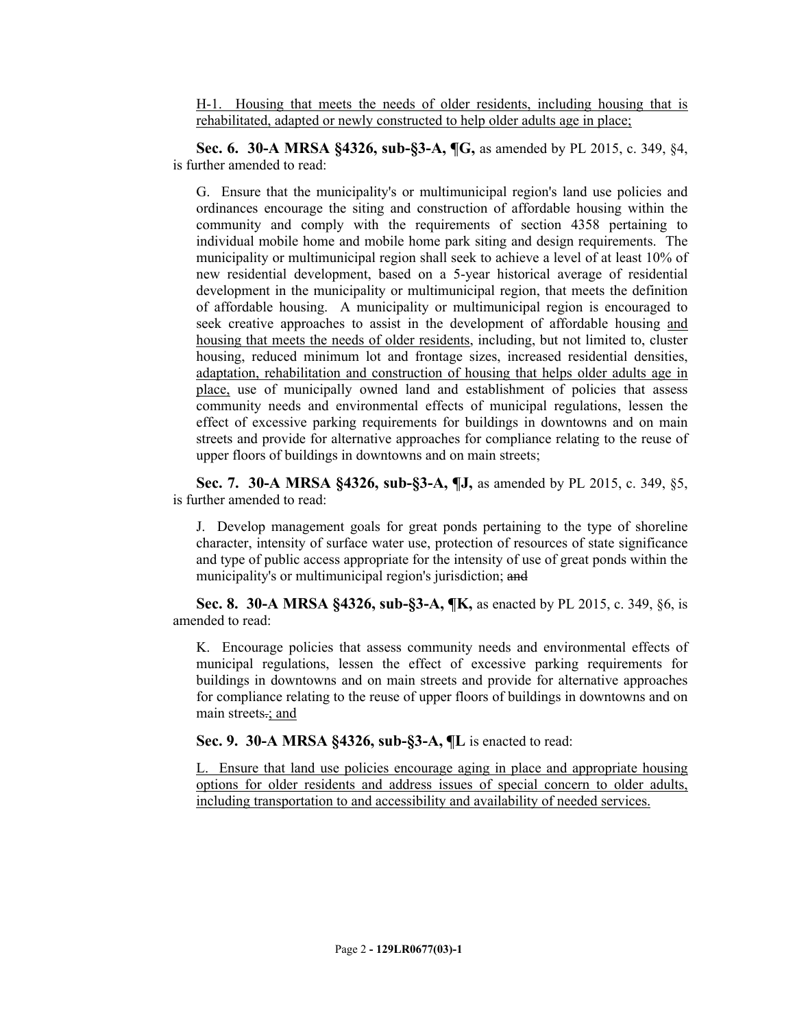H-1. Housing that meets the needs of older residents, including housing that is rehabilitated, adapted or newly constructed to help older adults age in place;

**Sec. 6. 30-A MRSA §4326, sub-§3-A, ¶G,** as amended by PL 2015, c. 349, §4, is further amended to read:

G. Ensure that the municipality's or multimunicipal region's land use policies and ordinances encourage the siting and construction of affordable housing within the community and comply with the requirements of section 4358 pertaining to individual mobile home and mobile home park siting and design requirements. The municipality or multimunicipal region shall seek to achieve a level of at least 10% of new residential development, based on a 5-year historical average of residential development in the municipality or multimunicipal region, that meets the definition of affordable housing. A municipality or multimunicipal region is encouraged to seek creative approaches to assist in the development of affordable housing and housing that meets the needs of older residents, including, but not limited to, cluster housing, reduced minimum lot and frontage sizes, increased residential densities, adaptation, rehabilitation and construction of housing that helps older adults age in place, use of municipally owned land and establishment of policies that assess community needs and environmental effects of municipal regulations, lessen the effect of excessive parking requirements for buildings in downtowns and on main streets and provide for alternative approaches for compliance relating to the reuse of upper floors of buildings in downtowns and on main streets;

**Sec. 7. 30-A MRSA §4326, sub-§3-A, ¶J,** as amended by PL 2015, c. 349, §5, is further amended to read:

J. Develop management goals for great ponds pertaining to the type of shoreline character, intensity of surface water use, protection of resources of state significance and type of public access appropriate for the intensity of use of great ponds within the municipality's or multimunicipal region's jurisdiction; ~~and~~

**Sec. 8. 30-A MRSA §4326, sub-§3-A, ¶K,** as enacted by PL 2015, c. 349, §6, is amended to read:

K. Encourage policies that assess community needs and environmental effects of municipal regulations, lessen the effect of excessive parking requirements for buildings in downtowns and on main streets and provide for alternative approaches for compliance relating to the reuse of upper floors of buildings in downtowns and on main streets~~.~~; and

**Sec. 9. 30-A MRSA §4326, sub-§3-A, ¶L** is enacted to read:

L. Ensure that land use policies encourage aging in place and appropriate housing options for older residents and address issues of special concern to older adults, including transportation to and accessibility and availability of needed services.